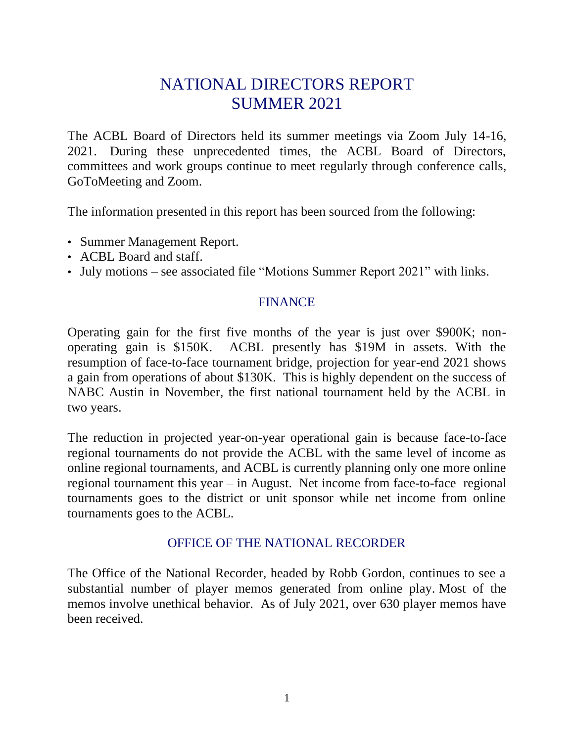# NATIONAL DIRECTORS REPORT
# SUMMER 2021

The ACBL Board of Directors held its summer meetings via Zoom July 14-16, 2021. During these unprecedented times, the ACBL Board of Directors, committees and work groups continue to meet regularly through conference calls, GoToMeeting and Zoom.

The information presented in this report has been sourced from the following:

- Summer Management Report.
- ACBL Board and staff.
- July motions – see associated file "Motions Summer Report 2021" with links.

## FINANCE

Operating gain for the first five months of the year is just over $900K; non-operating gain is $150K. ACBL presently has $19M in assets. With the resumption of face-to-face tournament bridge, projection for year-end 2021 shows a gain from operations of about $130K. This is highly dependent on the success of NABC Austin in November, the first national tournament held by the ACBL in two years.

The reduction in projected year-on-year operational gain is because face-to-face regional tournaments do not provide the ACBL with the same level of income as online regional tournaments, and ACBL is currently planning only one more online regional tournament this year – in August. Net income from face-to-face regional tournaments goes to the district or unit sponsor while net income from online tournaments goes to the ACBL.

## OFFICE OF THE NATIONAL RECORDER

The Office of the National Recorder, headed by Robb Gordon, continues to see a substantial number of player memos generated from online play. Most of the memos involve unethical behavior. As of July 2021, over 630 player memos have been received.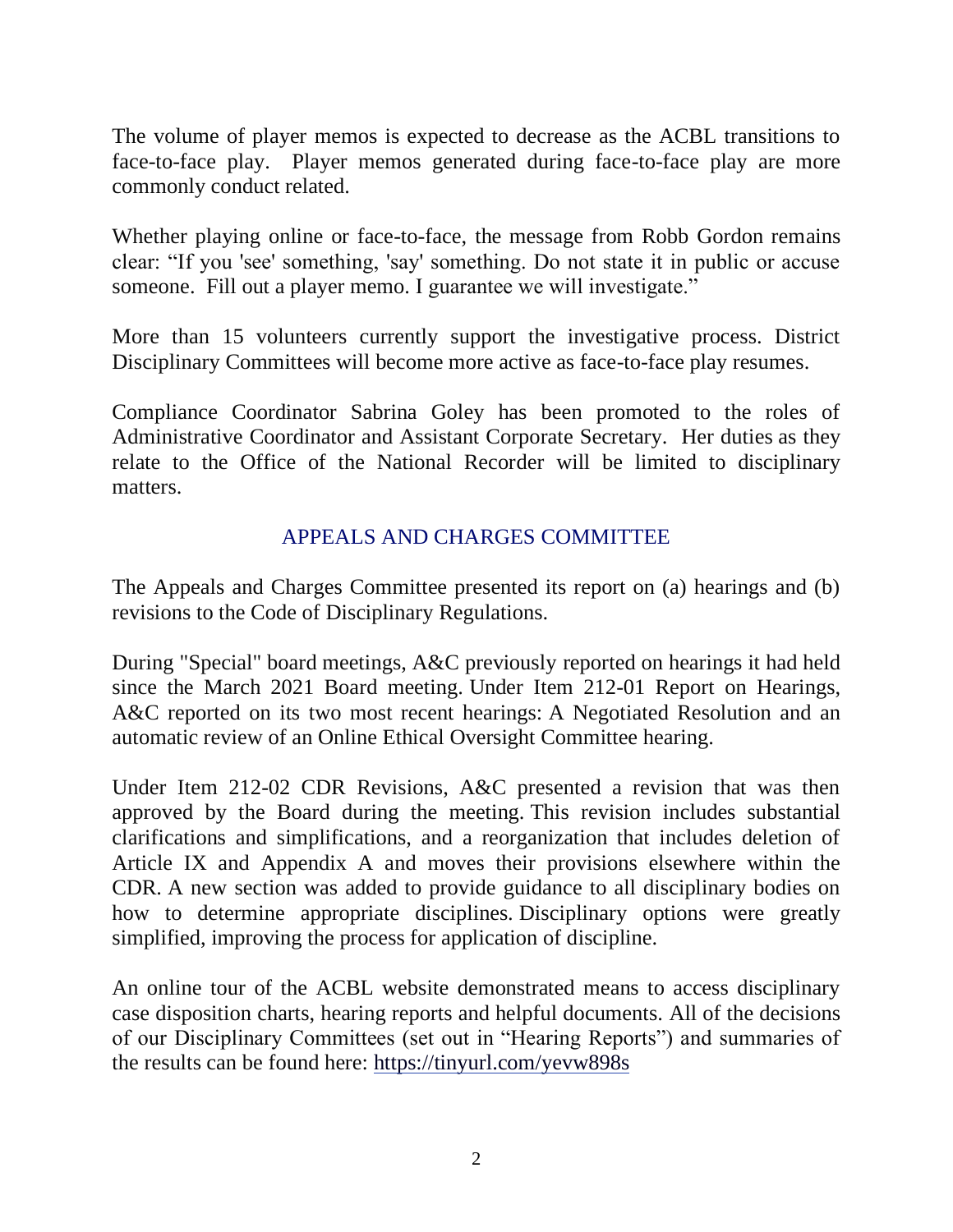The volume of player memos is expected to decrease as the ACBL transitions to face-to-face play. Player memos generated during face-to-face play are more commonly conduct related.

Whether playing online or face-to-face, the message from Robb Gordon remains clear: "If you 'see' something, 'say' something. Do not state it in public or accuse someone. Fill out a player memo. I guarantee we will investigate."

More than 15 volunteers currently support the investigative process. District Disciplinary Committees will become more active as face-to-face play resumes.

Compliance Coordinator Sabrina Goley has been promoted to the roles of Administrative Coordinator and Assistant Corporate Secretary. Her duties as they relate to the Office of the National Recorder will be limited to disciplinary matters.

## APPEALS AND CHARGES COMMITTEE

The Appeals and Charges Committee presented its report on (a) hearings and (b) revisions to the Code of Disciplinary Regulations.

During "Special" board meetings, A&C previously reported on hearings it had held since the March 2021 Board meeting. Under Item 212-01 Report on Hearings, A&C reported on its two most recent hearings: A Negotiated Resolution and an automatic review of an Online Ethical Oversight Committee hearing.

Under Item 212-02 CDR Revisions, A&C presented a revision that was then approved by the Board during the meeting. This revision includes substantial clarifications and simplifications, and a reorganization that includes deletion of Article IX and Appendix A and moves their provisions elsewhere within the CDR. A new section was added to provide guidance to all disciplinary bodies on how to determine appropriate disciplines. Disciplinary options were greatly simplified, improving the process for application of discipline.

An online tour of the ACBL website demonstrated means to access disciplinary case disposition charts, hearing reports and helpful documents. All of the decisions of our Disciplinary Committees (set out in "Hearing Reports") and summaries of the results can be found here: https://tinyurl.com/yevw898s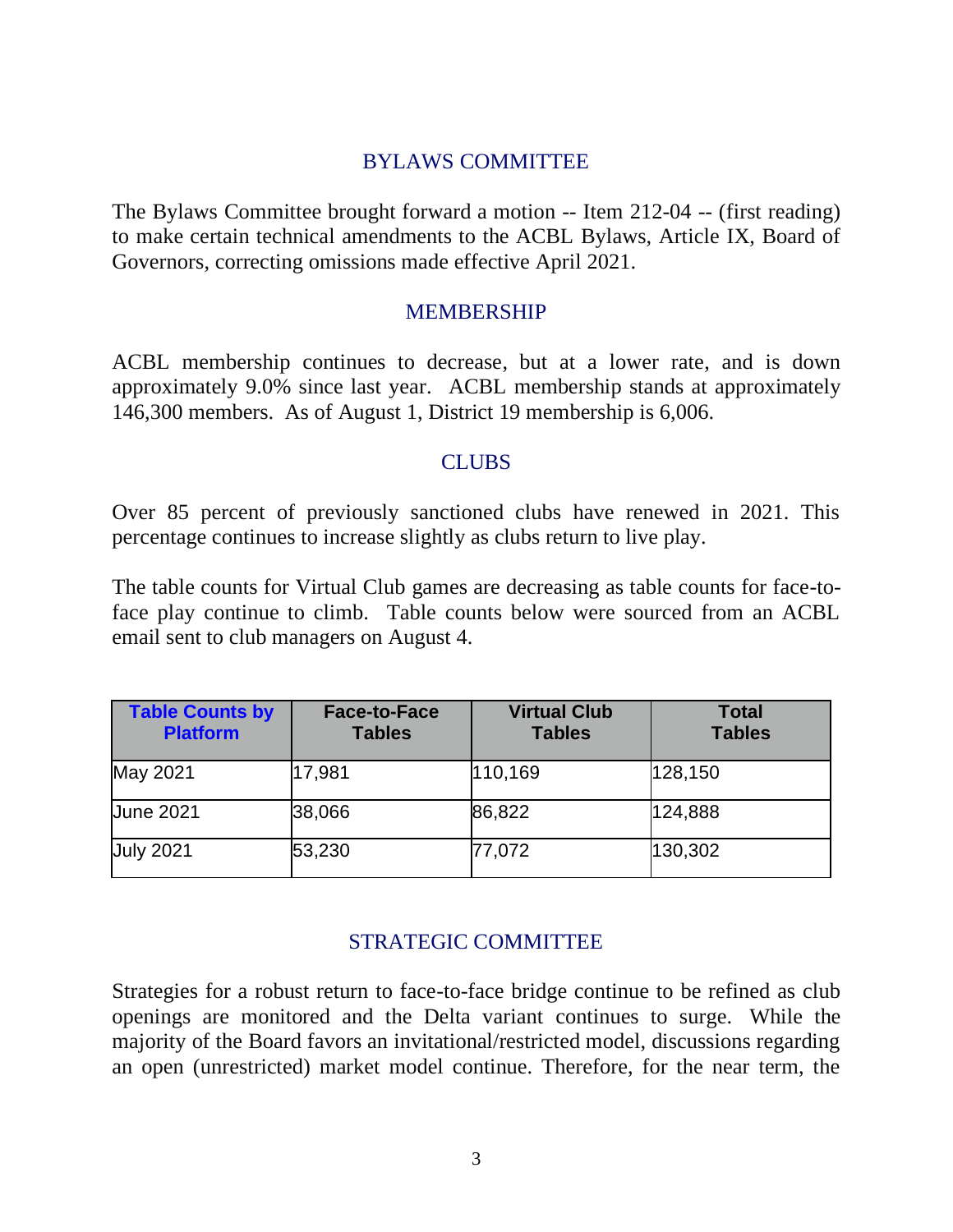## BYLAWS COMMITTEE

The Bylaws Committee brought forward a motion -- Item 212-04 -- (first reading) to make certain technical amendments to the ACBL Bylaws, Article IX, Board of Governors, correcting omissions made effective April 2021.

## MEMBERSHIP

ACBL membership continues to decrease, but at a lower rate, and is down approximately 9.0% since last year. ACBL membership stands at approximately 146,300 members. As of August 1, District 19 membership is 6,006.

## CLUBS

Over 85 percent of previously sanctioned clubs have renewed in 2021. This percentage continues to increase slightly as clubs return to live play.

The table counts for Virtual Club games are decreasing as table counts for face-to-face play continue to climb. Table counts below were sourced from an ACBL email sent to club managers on August 4.

| Table Counts by Platform | Face-to-Face Tables | Virtual Club Tables | Total Tables |
|---|---|---|---|
| May 2021 | 17,981 | 110,169 | 128,150 |
| June 2021 | 38,066 | 86,822 | 124,888 |
| July 2021 | 53,230 | 77,072 | 130,302 |

## STRATEGIC COMMITTEE

Strategies for a robust return to face-to-face bridge continue to be refined as club openings are monitored and the Delta variant continues to surge. While the majority of the Board favors an invitational/restricted model, discussions regarding an open (unrestricted) market model continue. Therefore, for the near term, the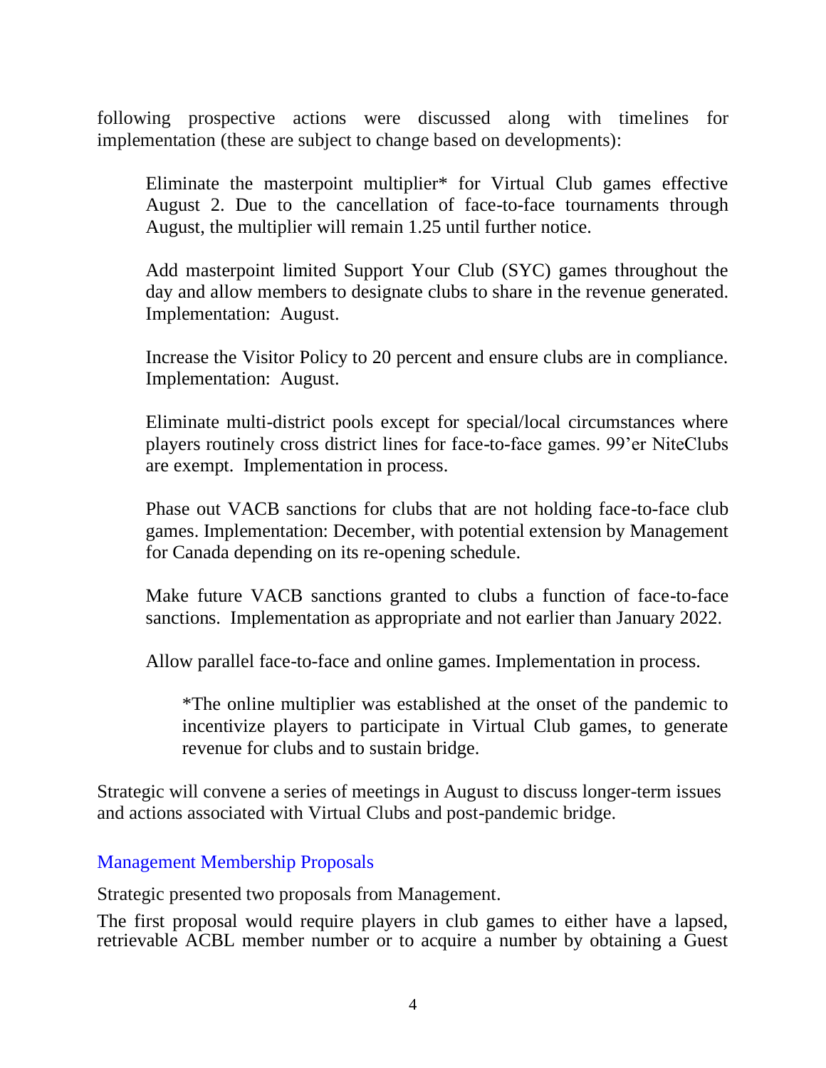following prospective actions were discussed along with timelines for implementation (these are subject to change based on developments):

> Eliminate the masterpoint multiplier* for Virtual Club games effective August 2. Due to the cancellation of face-to-face tournaments through August, the multiplier will remain 1.25 until further notice.
>
> Add masterpoint limited Support Your Club (SYC) games throughout the day and allow members to designate clubs to share in the revenue generated. Implementation: August.
>
> Increase the Visitor Policy to 20 percent and ensure clubs are in compliance. Implementation: August.
>
> Eliminate multi-district pools except for special/local circumstances where players routinely cross district lines for face-to-face games. 99'er NiteClubs are exempt. Implementation in process.
>
> Phase out VACB sanctions for clubs that are not holding face-to-face club games. Implementation: December, with potential extension by Management for Canada depending on its re-opening schedule.
>
> Make future VACB sanctions granted to clubs a function of face-to-face sanctions. Implementation as appropriate and not earlier than January 2022.
>
> Allow parallel face-to-face and online games. Implementation in process.
>
> > *The online multiplier was established at the onset of the pandemic to incentivize players to participate in Virtual Club games, to generate revenue for clubs and to sustain bridge.

Strategic will convene a series of meetings in August to discuss longer-term issues and actions associated with Virtual Clubs and post-pandemic bridge.

## Management Membership Proposals

Strategic presented two proposals from Management.

The first proposal would require players in club games to either have a lapsed, retrievable ACBL member number or to acquire a number by obtaining a Guest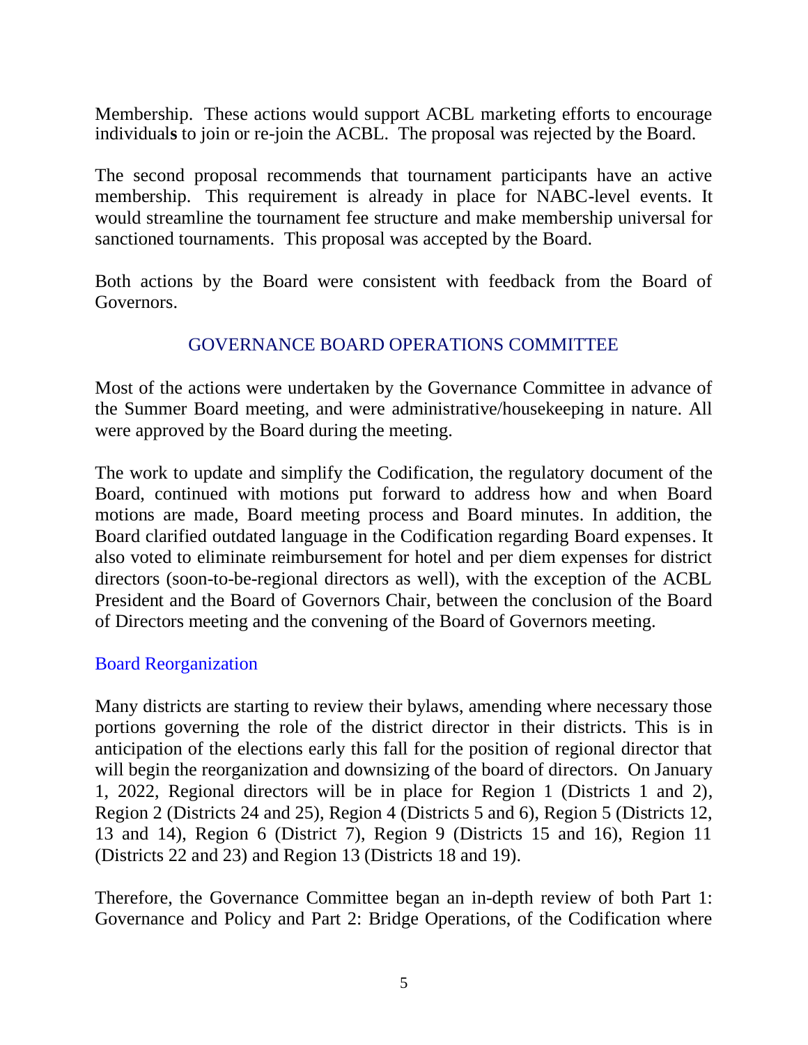Membership. These actions would support ACBL marketing efforts to encourage individuals to join or re-join the ACBL. The proposal was rejected by the Board.

The second proposal recommends that tournament participants have an active membership. This requirement is already in place for NABC-level events. It would streamline the tournament fee structure and make membership universal for sanctioned tournaments. This proposal was accepted by the Board.

Both actions by the Board were consistent with feedback from the Board of Governors.

## GOVERNANCE BOARD OPERATIONS COMMITTEE

Most of the actions were undertaken by the Governance Committee in advance of the Summer Board meeting, and were administrative/housekeeping in nature. All were approved by the Board during the meeting.

The work to update and simplify the Codification, the regulatory document of the Board, continued with motions put forward to address how and when Board motions are made, Board meeting process and Board minutes. In addition, the Board clarified outdated language in the Codification regarding Board expenses. It also voted to eliminate reimbursement for hotel and per diem expenses for district directors (soon-to-be-regional directors as well), with the exception of the ACBL President and the Board of Governors Chair, between the conclusion of the Board of Directors meeting and the convening of the Board of Governors meeting.

### Board Reorganization

Many districts are starting to review their bylaws, amending where necessary those portions governing the role of the district director in their districts. This is in anticipation of the elections early this fall for the position of regional director that will begin the reorganization and downsizing of the board of directors. On January 1, 2022, Regional directors will be in place for Region 1 (Districts 1 and 2), Region 2 (Districts 24 and 25), Region 4 (Districts 5 and 6), Region 5 (Districts 12, 13 and 14), Region 6 (District 7), Region 9 (Districts 15 and 16), Region 11 (Districts 22 and 23) and Region 13 (Districts 18 and 19).

Therefore, the Governance Committee began an in-depth review of both Part 1: Governance and Policy and Part 2: Bridge Operations, of the Codification where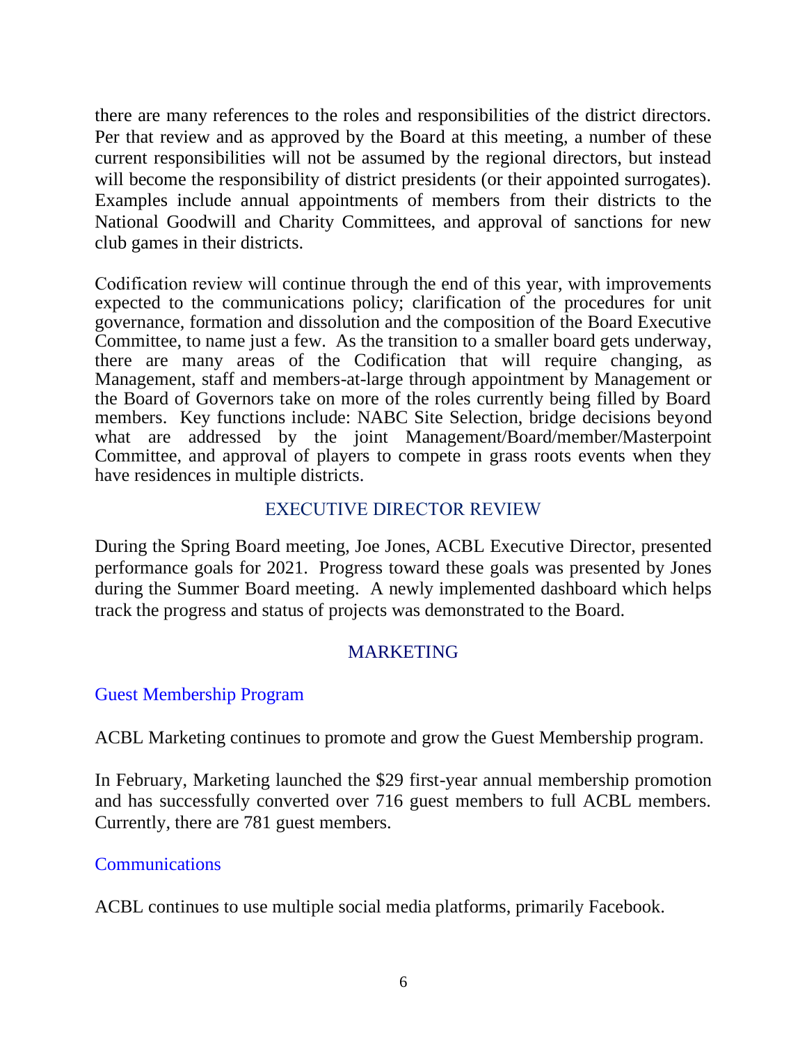there are many references to the roles and responsibilities of the district directors. Per that review and as approved by the Board at this meeting, a number of these current responsibilities will not be assumed by the regional directors, but instead will become the responsibility of district presidents (or their appointed surrogates). Examples include annual appointments of members from their districts to the National Goodwill and Charity Committees, and approval of sanctions for new club games in their districts.

Codification review will continue through the end of this year, with improvements expected to the communications policy; clarification of the procedures for unit governance, formation and dissolution and the composition of the Board Executive Committee, to name just a few. As the transition to a smaller board gets underway, there are many areas of the Codification that will require changing, as Management, staff and members-at-large through appointment by Management or the Board of Governors take on more of the roles currently being filled by Board members. Key functions include: NABC Site Selection, bridge decisions beyond what are addressed by the joint Management/Board/member/Masterpoint Committee, and approval of players to compete in grass roots events when they have residences in multiple districts.

## EXECUTIVE DIRECTOR REVIEW

During the Spring Board meeting, Joe Jones, ACBL Executive Director, presented performance goals for 2021. Progress toward these goals was presented by Jones during the Summer Board meeting. A newly implemented dashboard which helps track the progress and status of projects was demonstrated to the Board.

## MARKETING

### Guest Membership Program

ACBL Marketing continues to promote and grow the Guest Membership program.

In February, Marketing launched the $29 first-year annual membership promotion and has successfully converted over 716 guest members to full ACBL members. Currently, there are 781 guest members.

### Communications

ACBL continues to use multiple social media platforms, primarily Facebook.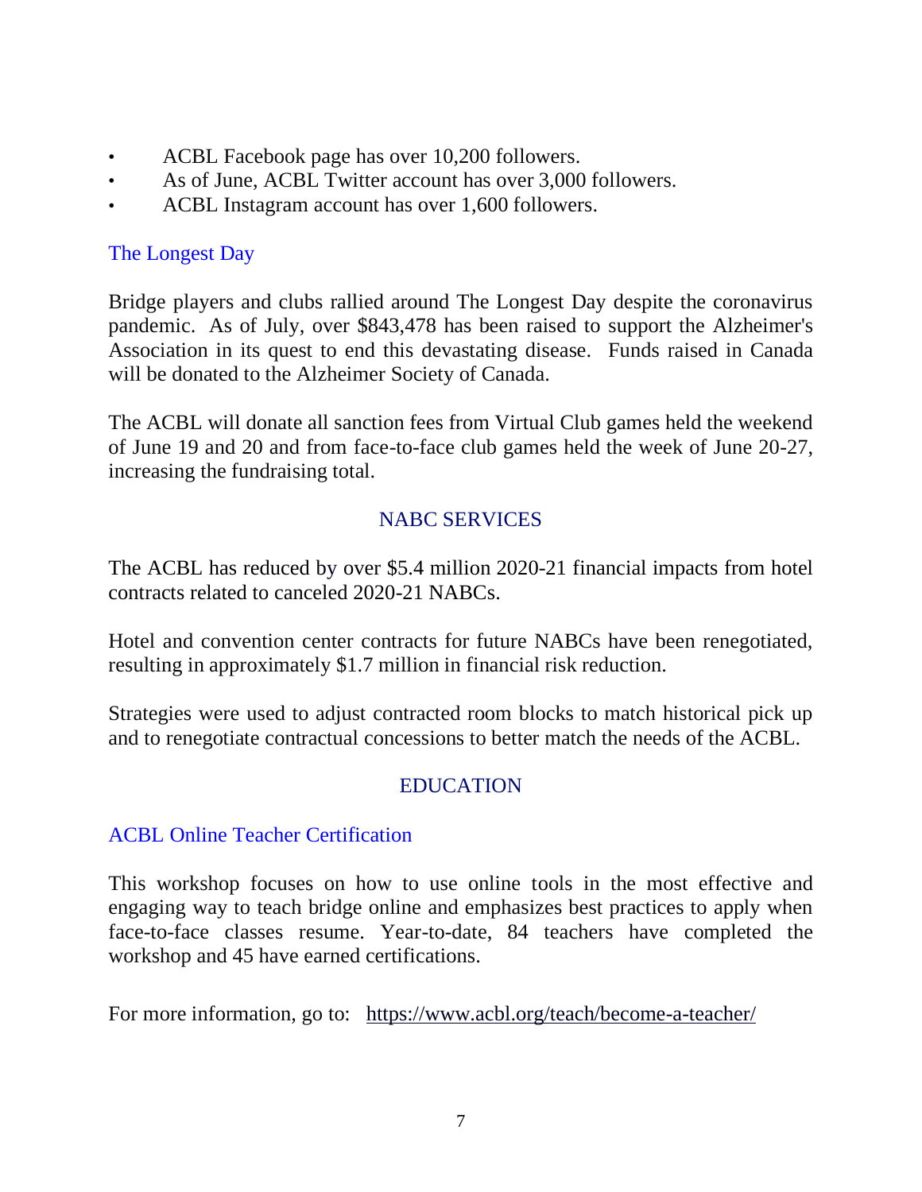- ACBL Facebook page has over 10,200 followers.
- As of June, ACBL Twitter account has over 3,000 followers.
- ACBL Instagram account has over 1,600 followers.

### The Longest Day

Bridge players and clubs rallied around The Longest Day despite the coronavirus pandemic. As of July, over $843,478 has been raised to support the Alzheimer's Association in its quest to end this devastating disease. Funds raised in Canada will be donated to the Alzheimer Society of Canada.

The ACBL will donate all sanction fees from Virtual Club games held the weekend of June 19 and 20 and from face-to-face club games held the week of June 20-27, increasing the fundraising total.

## NABC SERVICES

The ACBL has reduced by over $5.4 million 2020-21 financial impacts from hotel contracts related to canceled 2020-21 NABCs.

Hotel and convention center contracts for future NABCs have been renegotiated, resulting in approximately $1.7 million in financial risk reduction.

Strategies were used to adjust contracted room blocks to match historical pick up and to renegotiate contractual concessions to better match the needs of the ACBL.

## EDUCATION

### ACBL Online Teacher Certification

This workshop focuses on how to use online tools in the most effective and engaging way to teach bridge online and emphasizes best practices to apply when face-to-face classes resume. Year-to-date, 84 teachers have completed the workshop and 45 have earned certifications.

For more information, go to: https://www.acbl.org/teach/become-a-teacher/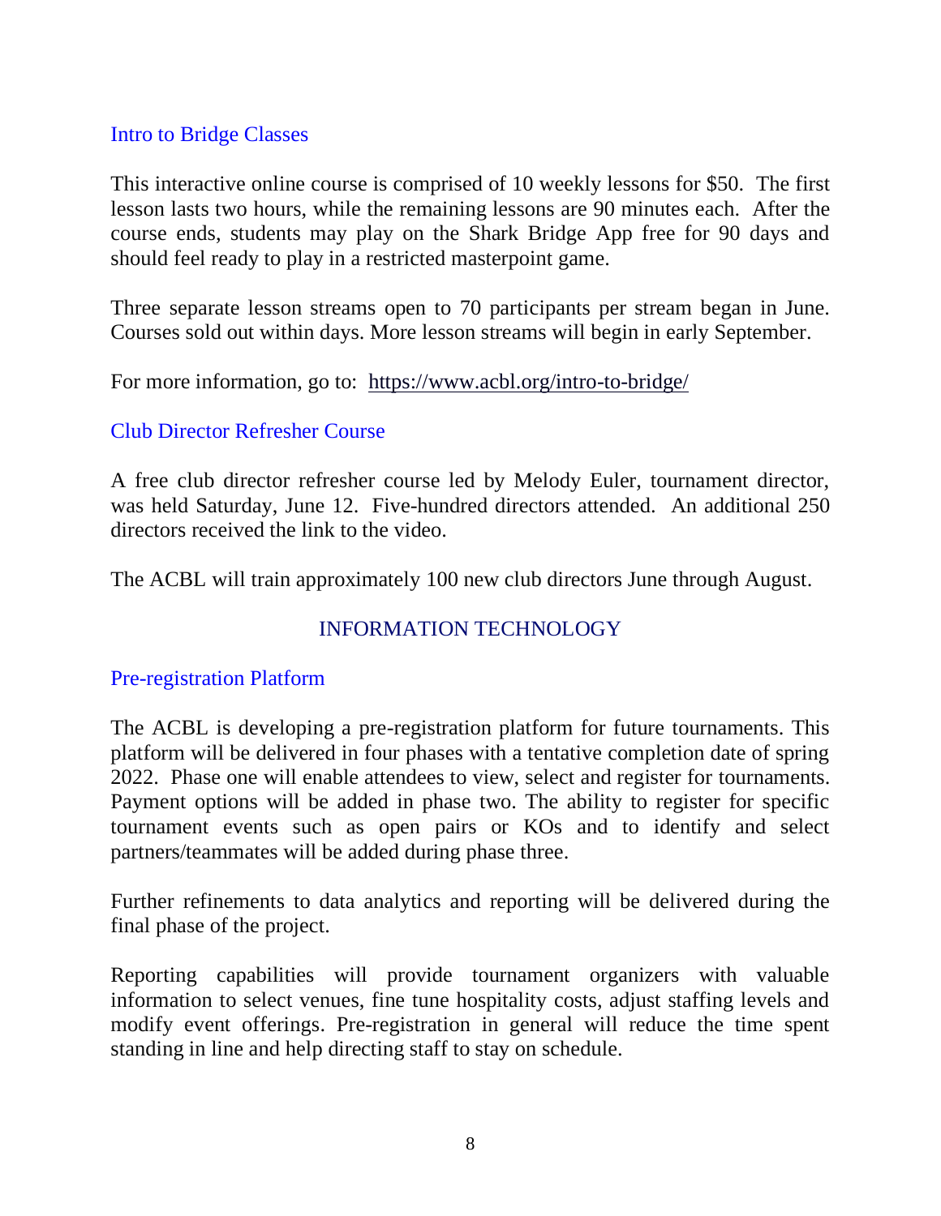### Intro to Bridge Classes

This interactive online course is comprised of 10 weekly lessons for $50. The first lesson lasts two hours, while the remaining lessons are 90 minutes each. After the course ends, students may play on the Shark Bridge App free for 90 days and should feel ready to play in a restricted masterpoint game.

Three separate lesson streams open to 70 participants per stream began in June. Courses sold out within days. More lesson streams will begin in early September.

For more information, go to: https://www.acbl.org/intro-to-bridge/

### Club Director Refresher Course

A free club director refresher course led by Melody Euler, tournament director, was held Saturday, June 12. Five-hundred directors attended. An additional 250 directors received the link to the video.

The ACBL will train approximately 100 new club directors June through August.

## INFORMATION TECHNOLOGY

### Pre-registration Platform

The ACBL is developing a pre-registration platform for future tournaments. This platform will be delivered in four phases with a tentative completion date of spring 2022. Phase one will enable attendees to view, select and register for tournaments. Payment options will be added in phase two. The ability to register for specific tournament events such as open pairs or KOs and to identify and select partners/teammates will be added during phase three.

Further refinements to data analytics and reporting will be delivered during the final phase of the project.

Reporting capabilities will provide tournament organizers with valuable information to select venues, fine tune hospitality costs, adjust staffing levels and modify event offerings. Pre-registration in general will reduce the time spent standing in line and help directing staff to stay on schedule.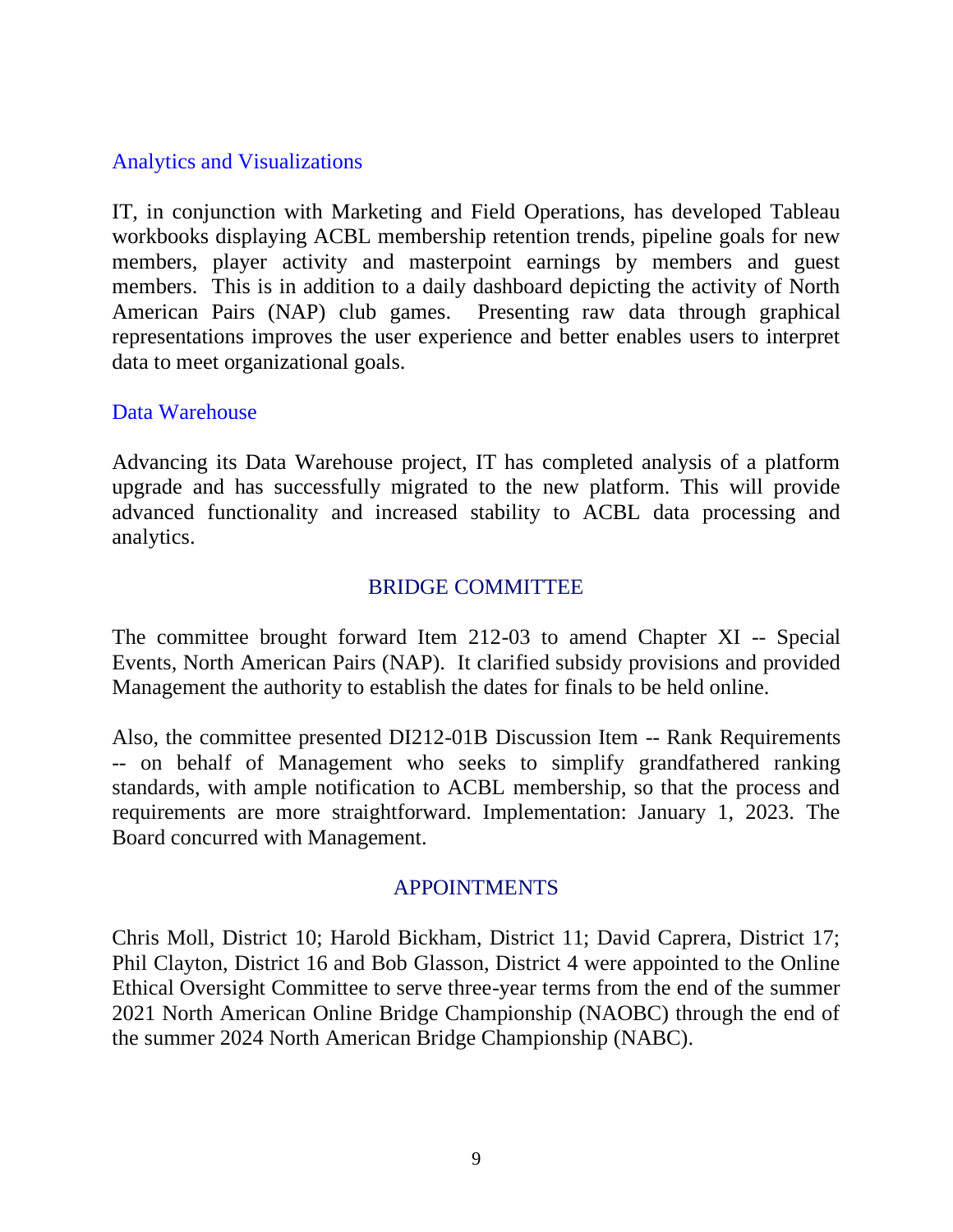### Analytics and Visualizations

IT, in conjunction with Marketing and Field Operations, has developed Tableau workbooks displaying ACBL membership retention trends, pipeline goals for new members, player activity and masterpoint earnings by members and guest members. This is in addition to a daily dashboard depicting the activity of North American Pairs (NAP) club games. Presenting raw data through graphical representations improves the user experience and better enables users to interpret data to meet organizational goals.

### Data Warehouse

Advancing its Data Warehouse project, IT has completed analysis of a platform upgrade and has successfully migrated to the new platform. This will provide advanced functionality and increased stability to ACBL data processing and analytics.

## BRIDGE COMMITTEE

The committee brought forward Item 212-03 to amend Chapter XI -- Special Events, North American Pairs (NAP). It clarified subsidy provisions and provided Management the authority to establish the dates for finals to be held online.

Also, the committee presented DI212-01B Discussion Item -- Rank Requirements -- on behalf of Management who seeks to simplify grandfathered ranking standards, with ample notification to ACBL membership, so that the process and requirements are more straightforward. Implementation: January 1, 2023. The Board concurred with Management.

## APPOINTMENTS

Chris Moll, District 10; Harold Bickham, District 11; David Caprera, District 17; Phil Clayton, District 16 and Bob Glasson, District 4 were appointed to the Online Ethical Oversight Committee to serve three-year terms from the end of the summer 2021 North American Online Bridge Championship (NAOBC) through the end of the summer 2024 North American Bridge Championship (NABC).